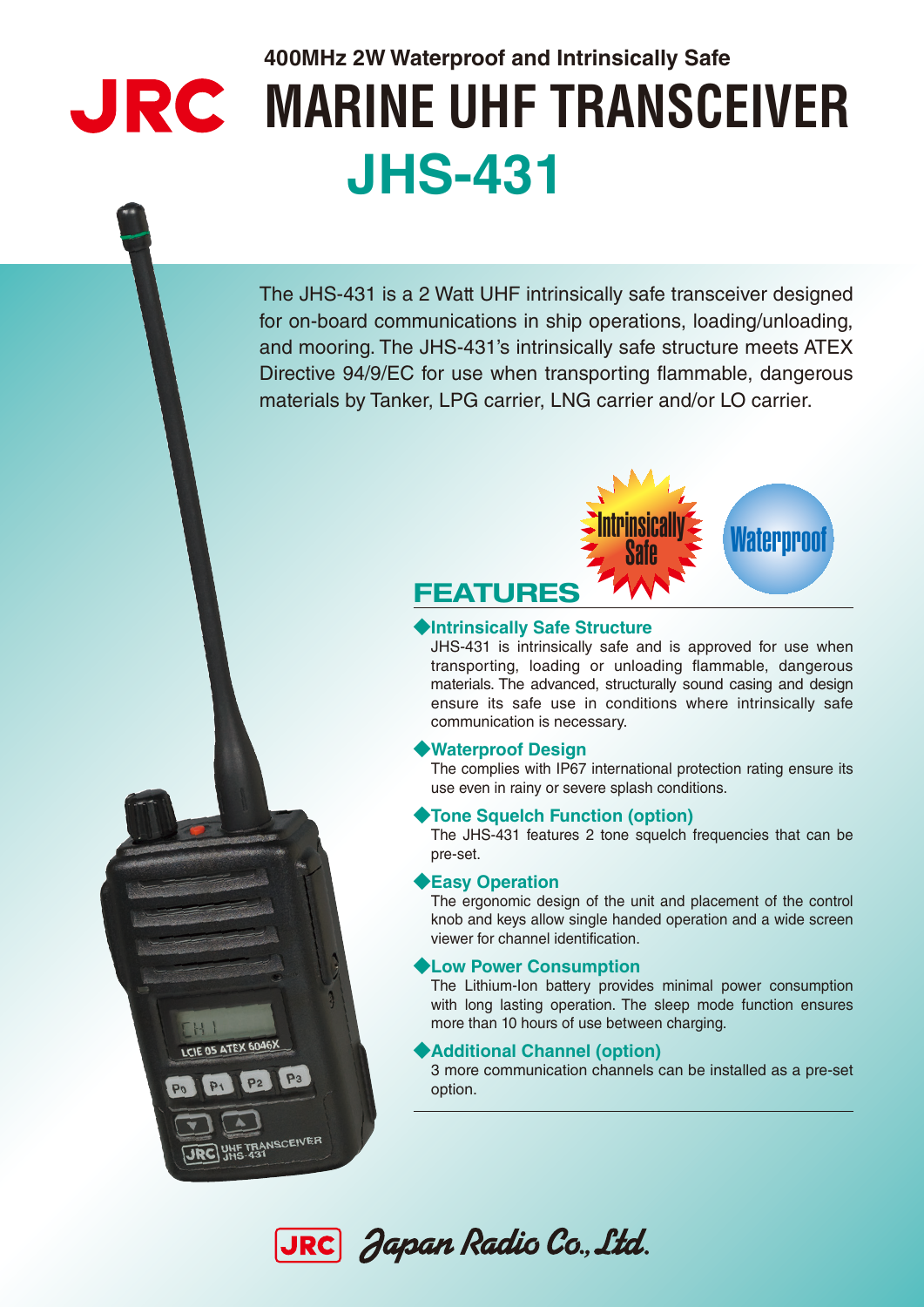400MHz 2W Waterproof and Intrinsically Safe

# MARINE UHF TRANSCEIVER JHS-431

The JHS-431 is a 2 Watt UHF intrinsically safe transceiver designed for on-board communications in ship operations, loading/unloading, and mooring. The JHS-431's intrinsically safe structure meets ATEX Directive 94/9/EC for use when transporting flammable, dangerous materials by Tanker, LPG carrier, LNG carrier and/or LO carrier.

Intrinsically Safe

Waterproof

## FEATURES

### ◆Intrinsically Safe Structure

JHS-431 is intrinsically safe and is approved for use when transporting, loading or unloading flammable, dangerous materials. The advanced, structurally sound casing and design ensure its safe use in conditions where intrinsically safe communication is necessary.

### ◆Waterproof Design

The complies with IP67 international protection rating ensure its use even in rainy or severe splash conditions.

### ◆Tone Squelch Function (option)

The JHS-431 features 2 tone squelch frequencies that can be pre-set.

### ◆Easy Operation

The ergonomic design of the unit and placement of the control knob and keys allow single handed operation and a wide screen viewer for channel identification.

### ◆Low Power Consumption

The Lithium-Ion battery provides minimal power consumption with long lasting operation. The sleep mode function ensures more than 10 hours of use between charging.

### ◆Additional Channel (option)

3 more communication channels can be installed as a pre-set option.

JRC Japan Radio Co., Ltd.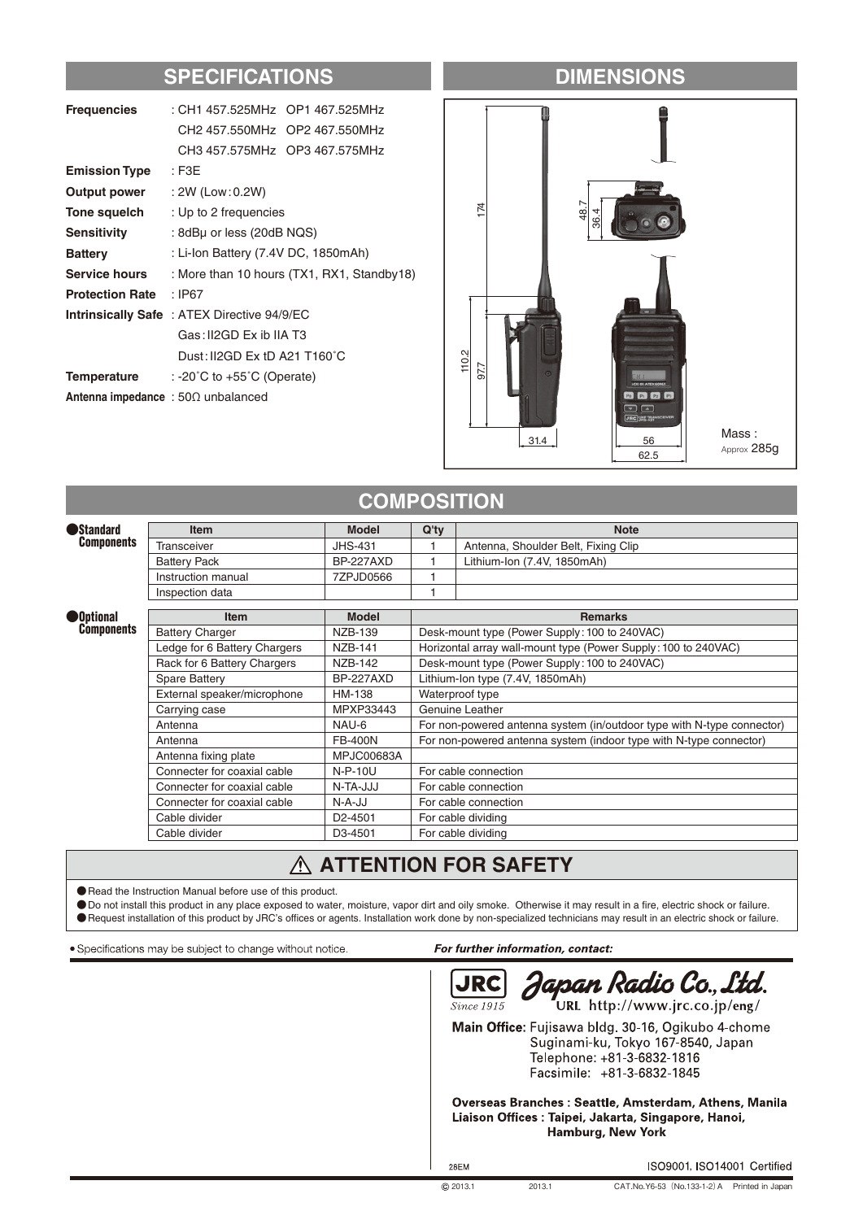## SPECIFICATIONS

| | |
|---|---|
| **Frequencies** | : CH1 457.525MHz OP1 467.525MHz<br>CH2 457.550MHz OP2 467.550MHz<br>CH3 457.575MHz OP3 467.575MHz |
| **Emission Type** | : F3E |
| **Output power** | : 2W (Low : 0.2W) |
| **Tone squelch** | : Up to 2 frequencies |
| **Sensitivity** | : 8dBμ or less (20dB NQS) |
| **Battery** | : Li-Ion Battery (7.4V DC, 1850mAh) |
| **Service hours** | : More than 10 hours (TX1, RX1, Standby18) |
| **Protection Rate** | : IP67 |
| **Intrinsically Safe** | : ATEX Directive 94/9/EC<br>Gas : II2GD Ex ib IIA T3<br>Dust : II2GD Ex tD A21 T160˚C |
| **Temperature** | : -20˚C to +55˚C (Operate) |
| **Antenna impedance** | : 50Ω unbalanced |

## DIMENSIONS

174
48.7
36.4
110.2
97.7
31.4
56
62.5

Mass : Approx 285g

## COMPOSITION

**Standard Components**

| Item | Model | Q'ty | Note |
|---|---|---|---|
| Transceiver | JHS-431 | 1 | Antenna, Shoulder Belt, Fixing Clip |
| Battery Pack | BP-227AXD | 1 | Lithium-Ion (7.4V, 1850mAh) |
| Instruction manual | 7ZPJD0566 | 1 | |
| Inspection data | | 1 | |

**Optional Components**

| Item | Model | Remarks |
|---|---|---|
| Battery Charger | NZB-139 | Desk-mount type (Power Supply : 100 to 240VAC) |
| Ledge for 6 Battery Chargers | NZB-141 | Horizontal array wall-mount type (Power Supply : 100 to 240VAC) |
| Rack for 6 Battery Chargers | NZB-142 | Desk-mount type (Power Supply : 100 to 240VAC) |
| Spare Battery | BP-227AXD | Lithium-Ion type (7.4V, 1850mAh) |
| External speaker/microphone | HM-138 | Waterproof type |
| Carrying case | MPXP33443 | Genuine Leather |
| Antenna | NAU-6 | For non-powered antenna system (in/outdoor type with N-type connector) |
| Antenna | FB-400N | For non-powered antenna system (indoor type with N-type connector) |
| Antenna fixing plate | MPJC00683A | |
| Connecter for coaxial cable | N-P-10U | For cable connection |
| Connecter for coaxial cable | N-TA-JJJ | For cable connection |
| Connecter for coaxial cable | N-A-JJ | For cable connection |
| Cable divider | D2-4501 | For cable dividing |
| Cable divider | D3-4501 | For cable dividing |

## ⚠ ATTENTION FOR SAFETY

- Read the Instruction Manual before use of this product.
- Do not install this product in any place exposed to water, moisture, vapor dirt and oily smoke. Otherwise it may result in a fire, electric shock or failure.
- Request installation of this product by JRC's offices or agents. Installation work done by non-specialized technicians may result in an electric shock or failure.

• Specifications may be subject to change without notice.

***For further information, contact:***

**JRC** Since 1915 ***Japan Radio Co., Ltd.***
URL http://www.jrc.co.jp/eng/

**Main Office:** Fujisawa bldg. 30-16, Ogikubo 4-chome
Suginami-ku, Tokyo 167-8540, Japan
Telephone: +81-3-6832-1816
Facsimile: +81-3-6832-1845

**Overseas Branches : Seattle, Amsterdam, Athens, Manila**
**Liaison Offices : Taipei, Jakarta, Singapore, Hanoi, Hamburg, New York**

28EM ISO9001, ISO14001 Certified

© 2013.1 2013.1 CAT.No.Y6-53 (No.133-1-2) A Printed in Japan